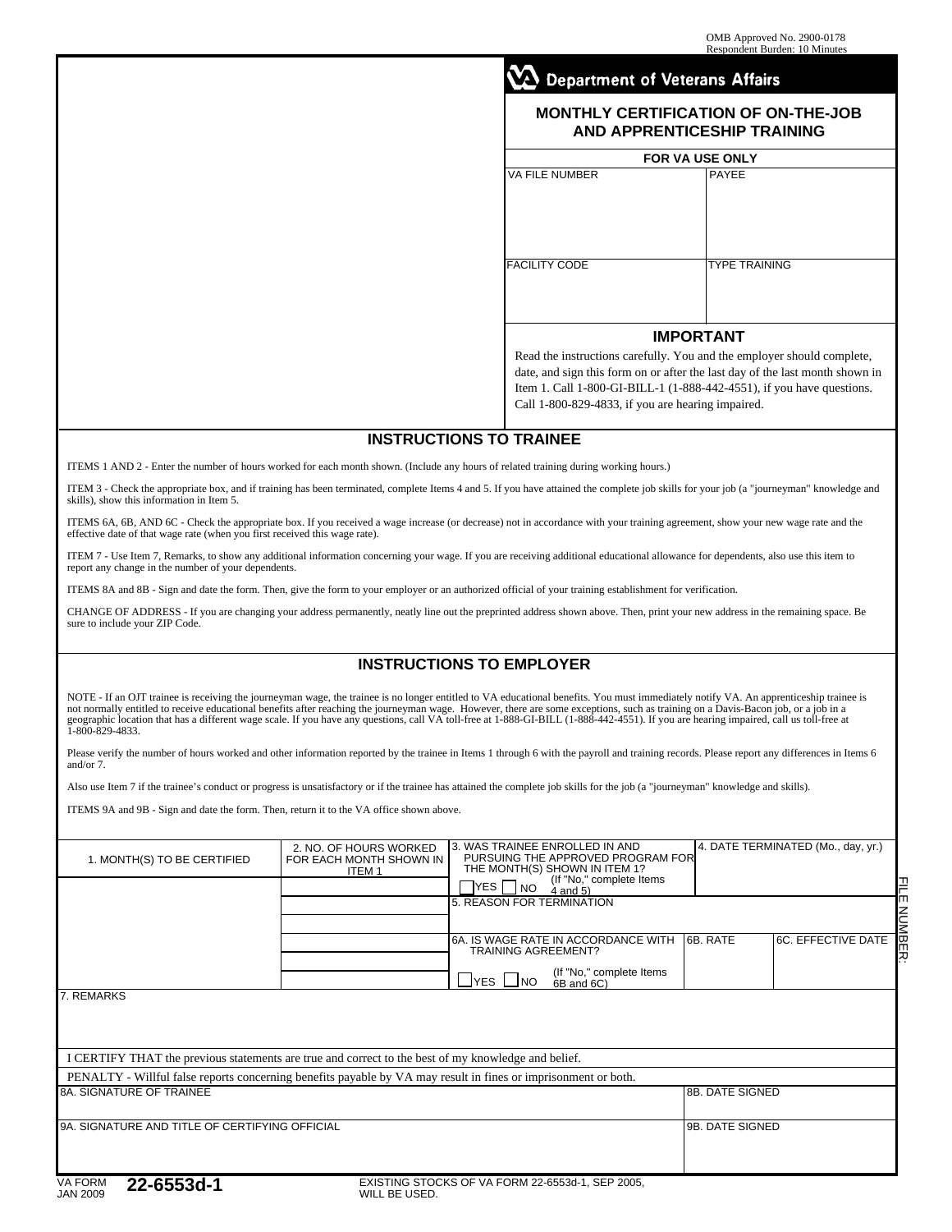OMB Approved No. 2900-0178
Respondent Burden: 10 Minutes

Department of Veterans Affairs

# MONTHLY CERTIFICATION OF ON-THE-JOB AND APPRENTICESHIP TRAINING

| FOR VA USE ONLY | |
|---|---|
| VA FILE NUMBER | PAYEE |
| FACILITY CODE | TYPE TRAINING |

**IMPORTANT**

Read the instructions carefully. You and the employer should complete, date, and sign this form on or after the last day of the last month shown in Item 1. Call 1-800-GI-BILL-1 (1-888-442-4551), if you have questions. Call 1-800-829-4833, if you are hearing impaired.

## INSTRUCTIONS TO TRAINEE

ITEMS 1 AND 2 - Enter the number of hours worked for each month shown. (Include any hours of related training during working hours.)

ITEM 3 - Check the appropriate box, and if training has been terminated, complete Items 4 and 5. If you have attained the complete job skills for your job (a "journeyman" knowledge and skills), show this information in Item 5.

ITEMS 6A, 6B, AND 6C - Check the appropriate box. If you received a wage increase (or decrease) not in accordance with your training agreement, show your new wage rate and the effective date of that wage rate (when you first received this wage rate).

ITEM 7 - Use Item 7, Remarks, to show any additional information concerning your wage. If you are receiving additional educational allowance for dependents, also use this item to report any change in the number of your dependents.

ITEMS 8A and 8B - Sign and date the form. Then, give the form to your employer or an authorized official of your training establishment for verification.

CHANGE OF ADDRESS - If you are changing your address permanently, neatly line out the preprinted address shown above. Then, print your new address in the remaining space. Be sure to include your ZIP Code.

## INSTRUCTIONS TO EMPLOYER

NOTE - If an OJT trainee is receiving the journeyman wage, the trainee is no longer entitled to VA educational benefits. You must immediately notify VA. An apprenticeship trainee is not normally entitled to receive educational benefits after reaching the journeyman wage. However, there are some exceptions, such as training on a Davis-Bacon job, or a job in a geographic location that has a different wage scale. If you have any questions, call VA toll-free at 1-888-GI-BILL (1-888-442-4551). If you are hearing impaired, call us toll-free at 1-800-829-4833.

Please verify the number of hours worked and other information reported by the trainee in Items 1 through 6 with the payroll and training records. Please report any differences in Items 6 and/or 7.

Also use Item 7 if the trainee's conduct or progress is unsatisfactory or if the trainee has attained the complete job skills for the job (a "journeyman" knowledge and skills).

ITEMS 9A and 9B - Sign and date the form. Then, return it to the VA office shown above.

| 1. MONTH(S) TO BE CERTIFIED | 2. NO. OF HOURS WORKED FOR EACH MONTH SHOWN IN ITEM 1 | 3. WAS TRAINEE ENROLLED IN AND PURSUING THE APPROVED PROGRAM FOR THE MONTH(S) SHOWN IN ITEM 1? ☐ YES ☐ NO (If "No," complete Items 4 and 5) | | | 4. DATE TERMINATED (Mo., day, yr.) |
|---|---|---|---|---|---|
| | | 5. REASON FOR TERMINATION | | | |
| | | 6A. IS WAGE RATE IN ACCORDANCE WITH TRAINING AGREEMENT? ☐ YES ☐ NO (If "No," complete Items 6B and 6C) | 6B. RATE | 6C. EFFECTIVE DATE | |

FILE NUMBER:

7. REMARKS

I CERTIFY THAT the previous statements are true and correct to the best of my knowledge and belief.

PENALTY - Willful false reports concerning benefits payable by VA may result in fines or imprisonment or both.

| 8A. SIGNATURE OF TRAINEE | 8B. DATE SIGNED |
|---|---|
| 9A. SIGNATURE AND TITLE OF CERTIFYING OFFICIAL | 9B. DATE SIGNED |

VA FORM 22-6553d-1
JAN 2009

EXISTING STOCKS OF VA FORM 22-6553d-1, SEP 2005, WILL BE USED.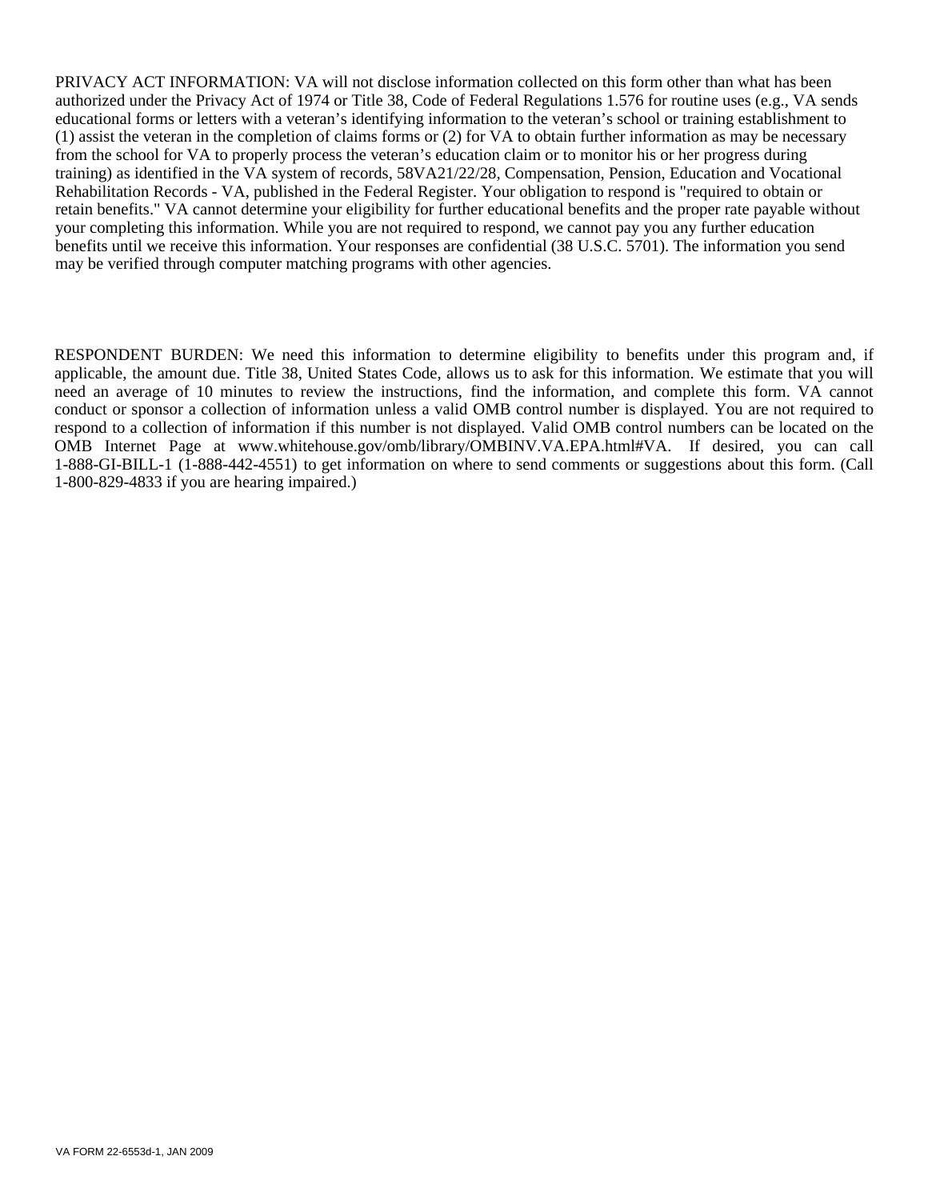PRIVACY ACT INFORMATION: VA will not disclose information collected on this form other than what has been authorized under the Privacy Act of 1974 or Title 38, Code of Federal Regulations 1.576 for routine uses (e.g., VA sends educational forms or letters with a veteran's identifying information to the veteran's school or training establishment to (1) assist the veteran in the completion of claims forms or (2) for VA to obtain further information as may be necessary from the school for VA to properly process the veteran's education claim or to monitor his or her progress during training) as identified in the VA system of records, 58VA21/22/28, Compensation, Pension, Education and Vocational Rehabilitation Records - VA, published in the Federal Register. Your obligation to respond is "required to obtain or retain benefits." VA cannot determine your eligibility for further educational benefits and the proper rate payable without your completing this information. While you are not required to respond, we cannot pay you any further education benefits until we receive this information. Your responses are confidential (38 U.S.C. 5701). The information you send may be verified through computer matching programs with other agencies.

RESPONDENT BURDEN: We need this information to determine eligibility to benefits under this program and, if applicable, the amount due. Title 38, United States Code, allows us to ask for this information. We estimate that you will need an average of 10 minutes to review the instructions, find the information, and complete this form. VA cannot conduct or sponsor a collection of information unless a valid OMB control number is displayed. You are not required to respond to a collection of information if this number is not displayed. Valid OMB control numbers can be located on the OMB Internet Page at www.whitehouse.gov/omb/library/OMBINV.VA.EPA.html#VA. If desired, you can call 1-888-GI-BILL-1 (1-888-442-4551) to get information on where to send comments or suggestions about this form. (Call 1-800-829-4833 if you are hearing impaired.)

VA FORM 22-6553d-1, JAN 2009